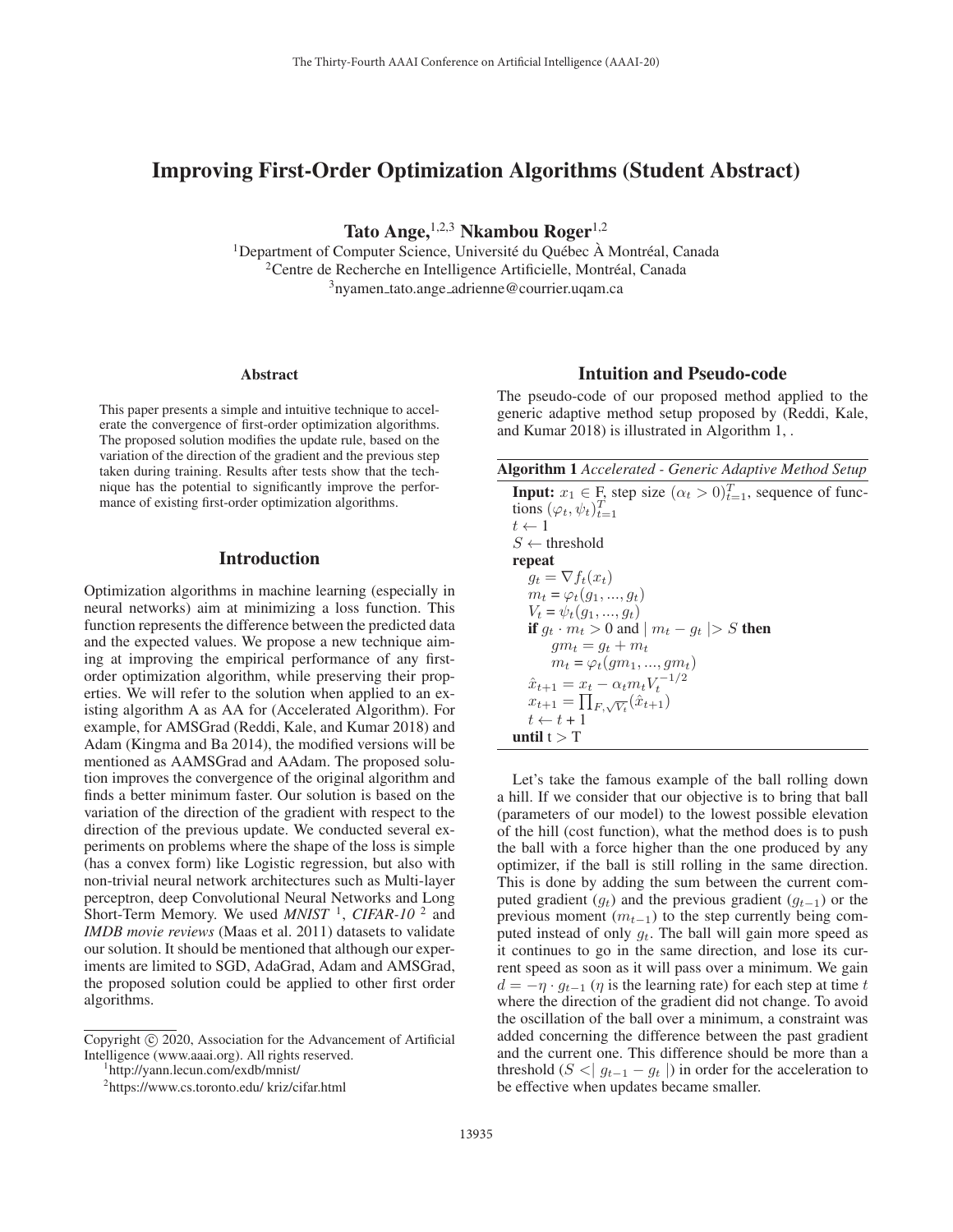# Improving First-Order Optimization Algorithms (Student Abstract)

**Tato Ange,**[1,2,3] **Nkambou Roger**[1,2]

[1]Department of Computer Science, Université du Québec À Montréal, Canada
[2]Centre de Recherche en Intelligence Artificielle, Montréal, Canada
[3]nyamen_tato.ange_adrienne@courrier.uqam.ca

### Abstract

This paper presents a simple and intuitive technique to accelerate the convergence of first-order optimization algorithms. The proposed solution modifies the update rule, based on the variation of the direction of the gradient and the previous step taken during training. Results after tests show that the technique has the potential to significantly improve the performance of existing first-order optimization algorithms.

## Introduction

Optimization algorithms in machine learning (especially in neural networks) aim at minimizing a loss function. This function represents the difference between the predicted data and the expected values. We propose a new technique aiming at improving the empirical performance of any first-order optimization algorithm, while preserving their properties. We will refer to the solution when applied to an existing algorithm A as AA for (Accelerated Algorithm). For example, for AMSGrad (Reddi, Kale, and Kumar 2018) and Adam (Kingma and Ba 2014), the modified versions will be mentioned as AAMSGrad and AAdam. The proposed solution improves the convergence of the original algorithm and finds a better minimum faster. Our solution is based on the variation of the direction of the gradient with respect to the direction of the previous update. We conducted several experiments on problems where the shape of the loss is simple (has a convex form) like Logistic regression, but also with non-trivial neural network architectures such as Multi-layer perceptron, deep Convolutional Neural Networks and Long Short-Term Memory. We used *MNIST* [1], *CIFAR-10* [2] and *IMDB movie reviews* (Maas et al. 2011) datasets to validate our solution. It should be mentioned that although our experiments are limited to SGD, AdaGrad, Adam and AMSGrad, the proposed solution could be applied to other first order algorithms.

## Intuition and Pseudo-code

The pseudo-code of our proposed method applied to the generic adaptive method setup proposed by (Reddi, Kale, and Kumar 2018) is illustrated in Algorithm 1, .

**Algorithm 1** *Accelerated - Generic Adaptive Method Setup*

**Input:** $x_1 \in$ F, step size $(\alpha_t > 0)_{t=1}^{T}$, sequence of functions $(\varphi_t, \psi_t)_{t=1}^{T}$
$t \leftarrow 1$
$S \leftarrow$ threshold
**repeat**
&nbsp;&nbsp;&nbsp;&nbsp;$g_t = \nabla f_t(x_t)$
&nbsp;&nbsp;&nbsp;&nbsp;$m_t = \varphi_t(g_1, ..., g_t)$
&nbsp;&nbsp;&nbsp;&nbsp;$V_t = \psi_t(g_1, ..., g_t)$
&nbsp;&nbsp;&nbsp;&nbsp;**if** $g_t \cdot m_t > 0$ and $| m_t - g_t | > S$ **then**
&nbsp;&nbsp;&nbsp;&nbsp;&nbsp;&nbsp;&nbsp;&nbsp;$gm_t = g_t + m_t$
&nbsp;&nbsp;&nbsp;&nbsp;&nbsp;&nbsp;&nbsp;&nbsp;$m_t = \varphi_t(gm_1, ..., gm_t)$
&nbsp;&nbsp;&nbsp;&nbsp;$\hat{x}_{t+1} = x_t - \alpha_t m_t V_t^{-1/2}$
&nbsp;&nbsp;&nbsp;&nbsp;$x_{t+1} = \prod_{F, \sqrt{V_t}}(\hat{x}_{t+1})$
&nbsp;&nbsp;&nbsp;&nbsp;$t \leftarrow t + 1$
**until** t > T

Let's take the famous example of the ball rolling down a hill. If we consider that our objective is to bring that ball (parameters of our model) to the lowest possible elevation of the hill (cost function), what the method does is to push the ball with a force higher than the one produced by any optimizer, if the ball is still rolling in the same direction. This is done by adding the sum between the current computed gradient ($g_t$) and the previous gradient ($g_{t-1}$) or the previous moment ($m_{t-1}$) to the step currently being computed instead of only $g_t$. The ball will gain more speed as it continues to go in the same direction, and lose its current speed as soon as it will pass over a minimum. We gain $d = -\eta \cdot g_{t-1}$ ($\eta$ is the learning rate) for each step at time $t$ where the direction of the gradient did not change. To avoid the oscillation of the ball over a minimum, a constraint was added concerning the difference between the past gradient and the current one. This difference should be more than a threshold ($S <| g_{t-1} - g_t |$) in order for the acceleration to be effective when updates became smaller.

---

Copyright © 2020, Association for the Advancement of Artificial Intelligence (www.aaai.org). All rights reserved.

[1]http://yann.lecun.com/exdb/mnist/

[2]https://www.cs.toronto.edu/ kriz/cifar.html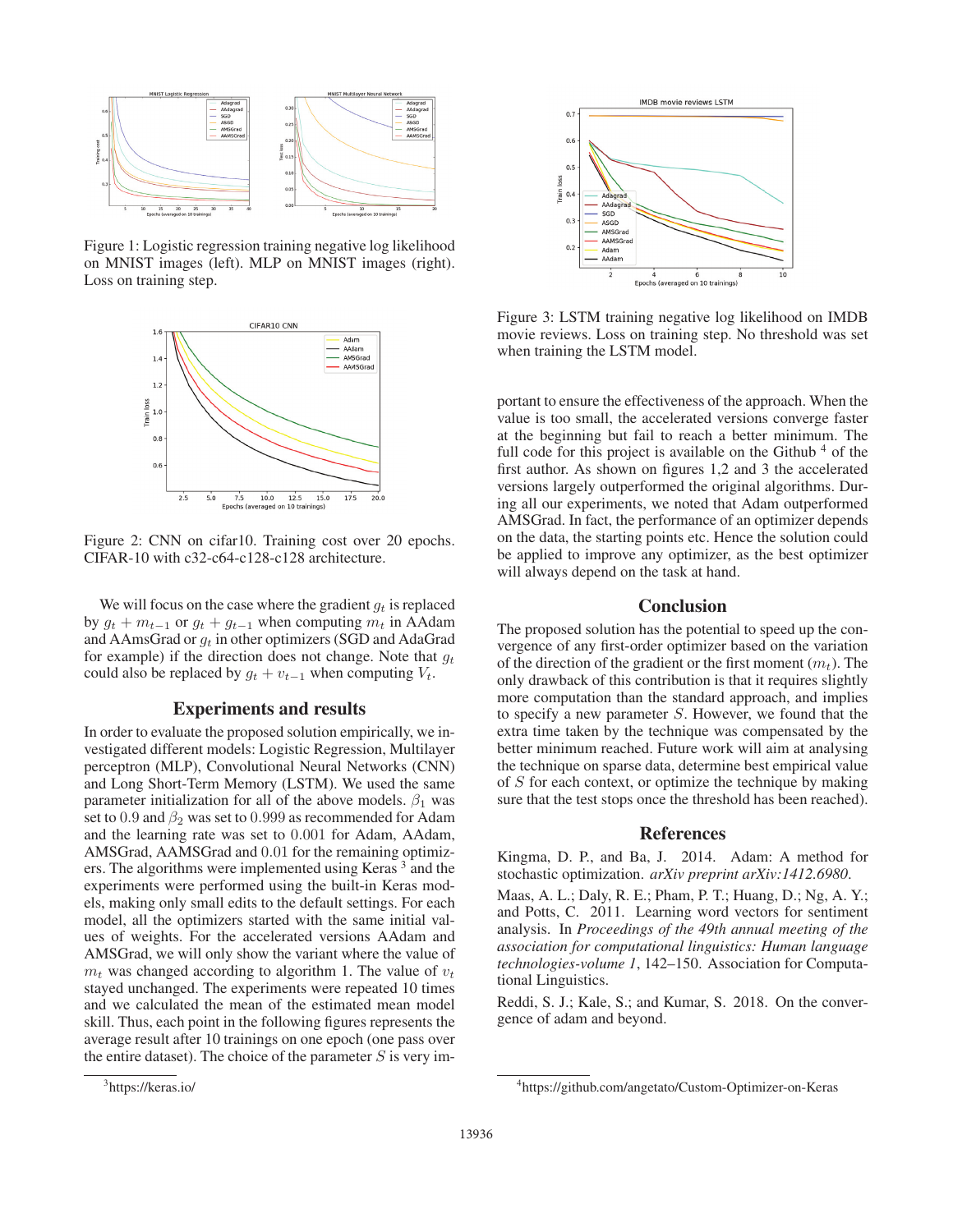MNIST Logistic Regression

Training cost

0.6
0.5
0.4
0.3

5 10 15 20 25 30 35 40

Epochs (averaged on 10 trainings)

Adagrad
AAdagrad
SGD
ASGD
AMSGrad
AAMSGrad

MNIST Multilayer Neural Network

Train loss

0.30
0.25
0.20
0.15
0.10
0.05
0.00

5 10 15 20

Epochs (averaged on 10 trainings)

Adagrad
AAdagrad
SGD
ASGD
AMSGrad
AAMSGrad

Figure 1: Logistic regression training negative log likelihood on MNIST images (left). MLP on MNIST images (right). Loss on training step.

CIFAR10 CNN

Train loss

1.6
1.4
1.2
1.0
0.8
0.6

2.5 5.0 7.5 10.0 12.5 15.0 17.5 20.0

Epochs (averaged on 10 trainings)

Adam
AAdam
AMSGrad
AAMSGrad

Figure 2: CNN on cifar10. Training cost over 20 epochs. CIFAR-10 with c32-c64-c128-c128 architecture.

We will focus on the case where the gradient $g_t$ is replaced by $g_t + m_{t-1}$ or $g_t + g_{t-1}$ when computing $m_t$ in AAdam and AAmsGrad or $g_t$ in other optimizers (SGD and AdaGrad for example) if the direction does not change. Note that $g_t$ could also be replaced by $g_t + v_{t-1}$ when computing $V_t$.

## Experiments and results

In order to evaluate the proposed solution empirically, we investigated different models: Logistic Regression, Multilayer perceptron (MLP), Convolutional Neural Networks (CNN) and Long Short-Term Memory (LSTM). We used the same parameter initialization for all of the above models. $\beta_1$ was set to $0.9$ and $\beta_2$ was set to $0.999$ as recommended for Adam and the learning rate was set to $0.001$ for Adam, AAdam, AMSGrad, AAMSGrad and $0.01$ for the remaining optimizers. The algorithms were implemented using Keras [3] and the experiments were performed using the built-in Keras models, making only small edits to the default settings. For each model, all the optimizers started with the same initial values of weights. For the accelerated versions AAdam and AMSGrad, we will only show the variant where the value of $m_t$ was changed according to algorithm 1. The value of $v_t$ stayed unchanged. The experiments were repeated 10 times and we calculated the mean of the estimated mean model skill. Thus, each point in the following figures represents the average result after 10 trainings on one epoch (one pass over the entire dataset). The choice of the parameter $S$ is very important to ensure the effectiveness of the approach. When the value is too small, the accelerated versions converge faster at the beginning but fail to reach a better minimum. The full code for this project is available on the Github [4] of the first author. As shown on figures 1,2 and 3 the accelerated versions largely outperformed the original algorithms. During all our experiments, we noted that Adam outperformed AMSGrad. In fact, the performance of an optimizer depends on the data, the starting points etc. Hence the solution could be applied to improve any optimizer, as the best optimizer will always depend on the task at hand.

IMDB movie reviews LSTM

Train loss

0.7
0.6
0.5
0.4
0.3
0.2

2 4 6 8 10

Epochs (averaged on 10 trainings)

Adagrad
AAdagrad
SGD
ASGD
AMSGrad
AAMSGrad
Adam
AAdam

Figure 3: LSTM training negative log likelihood on IMDB movie reviews. Loss on training step. No threshold was set when training the LSTM model.

## Conclusion

The proposed solution has the potential to speed up the convergence of any first-order optimizer based on the variation of the direction of the gradient or the first moment ($m_t$). The only drawback of this contribution is that it requires slightly more computation than the standard approach, and implies to specify a new parameter $S$. However, we found that the extra time taken by the technique was compensated by the better minimum reached. Future work will aim at analysing the technique on sparse data, determine best empirical value of $S$ for each context, or optimize the technique by making sure that the test stops once the threshold has been reached).

## References

Kingma, D. P., and Ba, J. 2014. Adam: A method for stochastic optimization. *arXiv preprint arXiv:1412.6980*.

Maas, A. L.; Daly, R. E.; Pham, P. T.; Huang, D.; Ng, A. Y.; and Potts, C. 2011. Learning word vectors for sentiment analysis. In *Proceedings of the 49th annual meeting of the association for computational linguistics: Human language technologies-volume 1*, 142–150. Association for Computational Linguistics.

Reddi, S. J.; Kale, S.; and Kumar, S. 2018. On the convergence of adam and beyond.

[3] https://keras.io/

[4] https://github.com/angetato/Custom-Optimizer-on-Keras